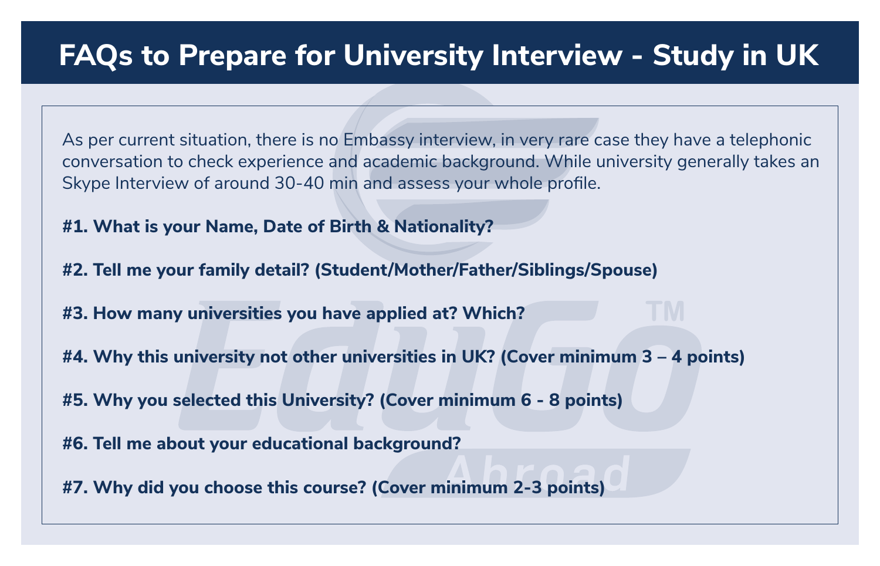# FAQs to Prepare for University Interview - Study in UK

As per current situation, there is no Embassy interview, in very rare case they have a telephonic conversation to check experience and academic background. While university generally takes an Skype Interview of around 30-40 min and assess your whole profile.

**#1. What is your Name, Date of Birth & Nationality?**

**#2. Tell me your family detail? (Student/Mother/Father/Siblings/Spouse)**

**#3. How many universities you have applied at? Which?**

**#4. Why this university not other universities in UK? (Cover minimum 3 – 4 points)**

**#5. Why you selected this University? (Cover minimum 6 - 8 points)**

**#6. Tell me about your educational background?**

**#7. Why did you choose this course? (Cover minimum 2-3 points)**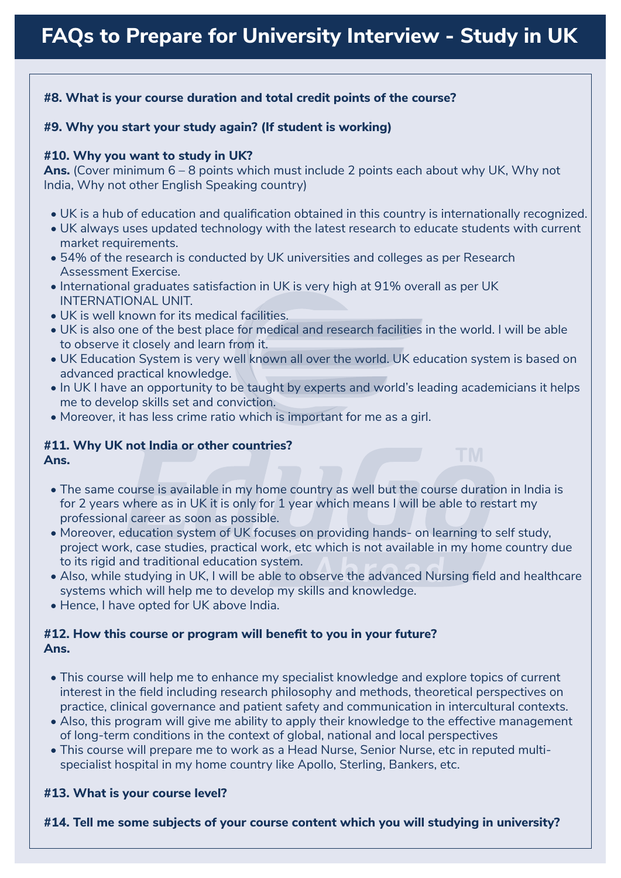# FAQs to Prepare for University Interview - Study in UK

**#8. What is your course duration and total credit points of the course?**

**#9. Why you start your study again? (If student is working)**

**#10. Why you want to study in UK?**
**Ans.** (Cover minimum 6 – 8 points which must include 2 points each about why UK, Why not India, Why not other English Speaking country)

- UK is a hub of education and qualification obtained in this country is internationally recognized.
- UK always uses updated technology with the latest research to educate students with current market requirements.
- 54% of the research is conducted by UK universities and colleges as per Research Assessment Exercise.
- International graduates satisfaction in UK is very high at 91% overall as per UK INTERNATIONAL UNIT.
- UK is well known for its medical facilities.
- UK is also one of the best place for medical and research facilities in the world. I will be able to observe it closely and learn from it.
- UK Education System is very well known all over the world. UK education system is based on advanced practical knowledge.
- In UK I have an opportunity to be taught by experts and world's leading academicians it helps me to develop skills set and conviction.
- Moreover, it has less crime ratio which is important for me as a girl.

**#11. Why UK not India or other countries?**
**Ans.**

- The same course is available in my home country as well but the course duration in India is for 2 years where as in UK it is only for 1 year which means I will be able to restart my professional career as soon as possible.
- Moreover, education system of UK focuses on providing hands- on learning to self study, project work, case studies, practical work, etc which is not available in my home country due to its rigid and traditional education system.
- Also, while studying in UK, I will be able to observe the advanced Nursing field and healthcare systems which will help me to develop my skills and knowledge.
- Hence, I have opted for UK above India.

**#12. How this course or program will benefit to you in your future?**
**Ans.**

- This course will help me to enhance my specialist knowledge and explore topics of current interest in the field including research philosophy and methods, theoretical perspectives on practice, clinical governance and patient safety and communication in intercultural contexts.
- Also, this program will give me ability to apply their knowledge to the effective management of long-term conditions in the context of global, national and local perspectives
- This course will prepare me to work as a Head Nurse, Senior Nurse, etc in reputed multi-specialist hospital in my home country like Apollo, Sterling, Bankers, etc.

**#13. What is your course level?**

**#14. Tell me some subjects of your course content which you will studying in university?**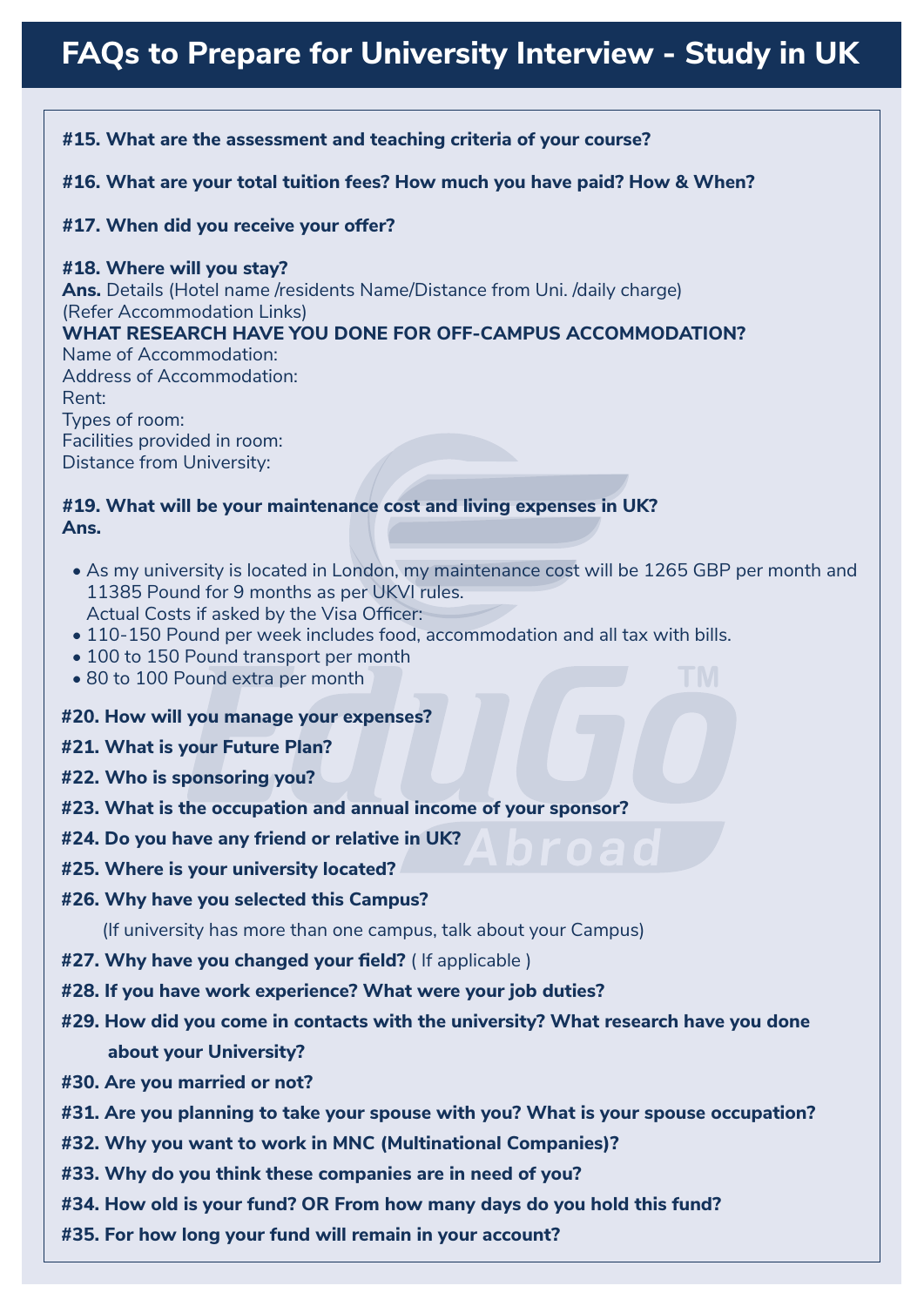# FAQs to Prepare for University Interview - Study in UK

**#15. What are the assessment and teaching criteria of your course?**

**#16. What are your total tuition fees? How much you have paid? How & When?**

**#17. When did you receive your offer?**

**#18. Where will you stay?**
**Ans.** Details (Hotel name /residents Name/Distance from Uni. /daily charge)
(Refer Accommodation Links)
**WHAT RESEARCH HAVE YOU DONE FOR OFF-CAMPUS ACCOMMODATION?**
Name of Accommodation:
Address of Accommodation:
Rent:
Types of room:
Facilities provided in room:
Distance from University:

**#19. What will be your maintenance cost and living expenses in UK?**
**Ans.**

- As my university is located in London, my maintenance cost will be 1265 GBP per month and 11385 Pound for 9 months as per UKVI rules.
  Actual Costs if asked by the Visa Officer:
- 110-150 Pound per week includes food, accommodation and all tax with bills.
- 100 to 150 Pound transport per month
- 80 to 100 Pound extra per month

**#20. How will you manage your expenses?**

**#21. What is your Future Plan?**

**#22. Who is sponsoring you?**

**#23. What is the occupation and annual income of your sponsor?**

**#24. Do you have any friend or relative in UK?**

**#25. Where is your university located?**

**#26. Why have you selected this Campus?**

(If university has more than one campus, talk about your Campus)

**#27. Why have you changed your field?** ( If applicable )

**#28. If you have work experience? What were your job duties?**

**#29. How did you come in contacts with the university? What research have you done about your University?**

**#30. Are you married or not?**

**#31. Are you planning to take your spouse with you? What is your spouse occupation?**

**#32. Why you want to work in MNC (Multinational Companies)?**

**#33. Why do you think these companies are in need of you?**

**#34. How old is your fund? OR From how many days do you hold this fund?**

**#35. For how long your fund will remain in your account?**